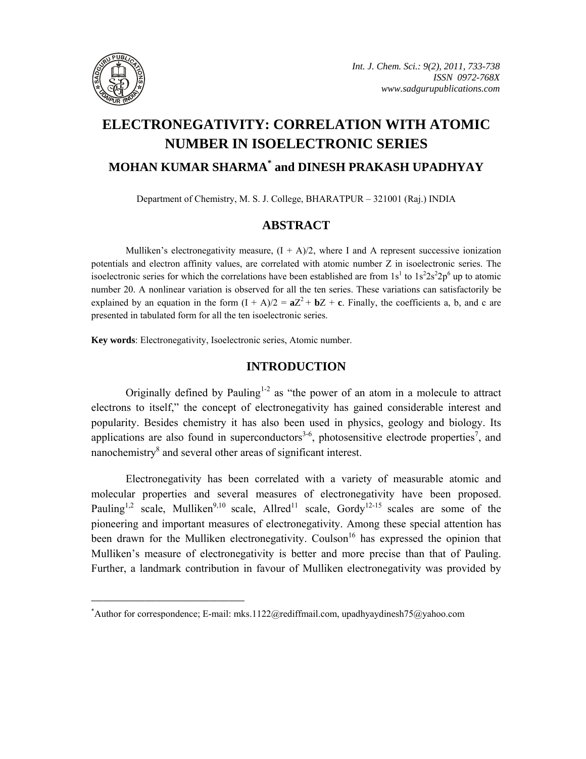# ELECTRONEGATIVITY: CORRELATION WITH ATOMIC NUMBER IN ISOELECTRONIC SERIES

## MOHAN KUMAR SHARMA[*] and DINESH PRAKASH UPADHYAY

Department of Chemistry, M. S. J. College, BHARATPUR – 321001 (Raj.) INDIA

## ABSTRACT

Mulliken's electronegativity measure, $(I + A)/2$, where I and A represent successive ionization potentials and electron affinity values, are correlated with atomic number Z in isoelectronic series. The isoelectronic series for which the correlations have been established are from $1s^1$ to $1s^2 2s^2 2p^6$ up to atomic number 20. A nonlinear variation is observed for all the ten series. These variations can satisfactorily be explained by an equation in the form $(I + A)/2 = \mathbf{a}Z^2 + \mathbf{b}Z + \mathbf{c}$. Finally, the coefficients a, b, and c are presented in tabulated form for all the ten isoelectronic series.

**Key words**: Electronegativity, Isoelectronic series, Atomic number.

## INTRODUCTION

Originally defined by Pauling[1-2] as "the power of an atom in a molecule to attract electrons to itself," the concept of electronegativity has gained considerable interest and popularity. Besides chemistry it has also been used in physics, geology and biology. Its applications are also found in superconductors[3-6], photosensitive electrode properties[7], and nanochemistry[8] and several other areas of significant interest.

Electronegativity has been correlated with a variety of measurable atomic and molecular properties and several measures of electronegativity have been proposed. Pauling[1,2] scale, Mulliken[9,10] scale, Allred[11] scale, Gordy[12-15] scales are some of the pioneering and important measures of electronegativity. Among these special attention has been drawn for the Mulliken electronegativity. Coulson[16] has expressed the opinion that Mulliken's measure of electronegativity is better and more precise than that of Pauling. Further, a landmark contribution in favour of Mulliken electronegativity was provided by

---

[*]Author for correspondence; E-mail: mks.1122@rediffmail.com, upadhyaydinesh75@yahoo.com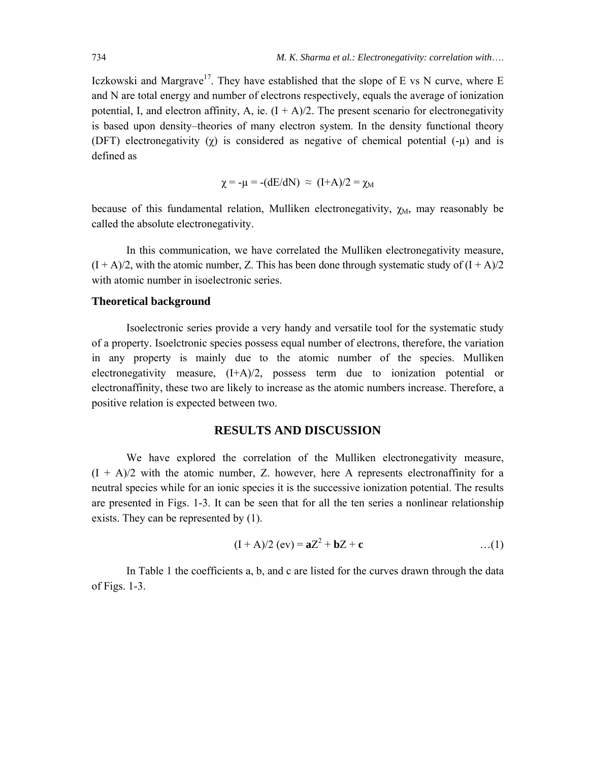Iczkowski and Margrave[17]. They have established that the slope of E vs N curve, where E and N are total energy and number of electrons respectively, equals the average of ionization potential, I, and electron affinity, A, ie. (I + A)/2. The present scenario for electronegativity is based upon density–theories of many electron system. In the density functional theory (DFT) electronegativity ($\chi$) is considered as negative of chemical potential ($-\mu$) and is defined as

$$\chi = -\mu = -(dE/dN) \approx (I+A)/2 = \chi_M$$

because of this fundamental relation, Mulliken electronegativity, $\chi_M$, may reasonably be called the absolute electronegativity.

In this communication, we have correlated the Mulliken electronegativity measure, (I + A)/2, with the atomic number, Z. This has been done through systematic study of (I + A)/2 with atomic number in isoelectronic series.

### Theoretical background

Isoelectronic series provide a very handy and versatile tool for the systematic study of a property. Isoelctronic species possess equal number of electrons, therefore, the variation in any property is mainly due to the atomic number of the species. Mulliken electronegativity measure, (I+A)/2, possess term due to ionization potential or electronaffinity, these two are likely to increase as the atomic numbers increase. Therefore, a positive relation is expected between two.

## RESULTS AND DISCUSSION

We have explored the correlation of the Mulliken electronegativity measure, (I + A)/2 with the atomic number, Z. however, here A represents electronaffinity for a neutral species while for an ionic species it is the successive ionization potential. The results are presented in Figs. 1-3. It can be seen that for all the ten series a nonlinear relationship exists. They can be represented by (1).

$$(I + A)/2 \text{ (ev)} = \mathbf{a}Z^2 + \mathbf{b}Z + \mathbf{c} \qquad \ldots(1)$$

In Table 1 the coefficients a, b, and c are listed for the curves drawn through the data of Figs. 1-3.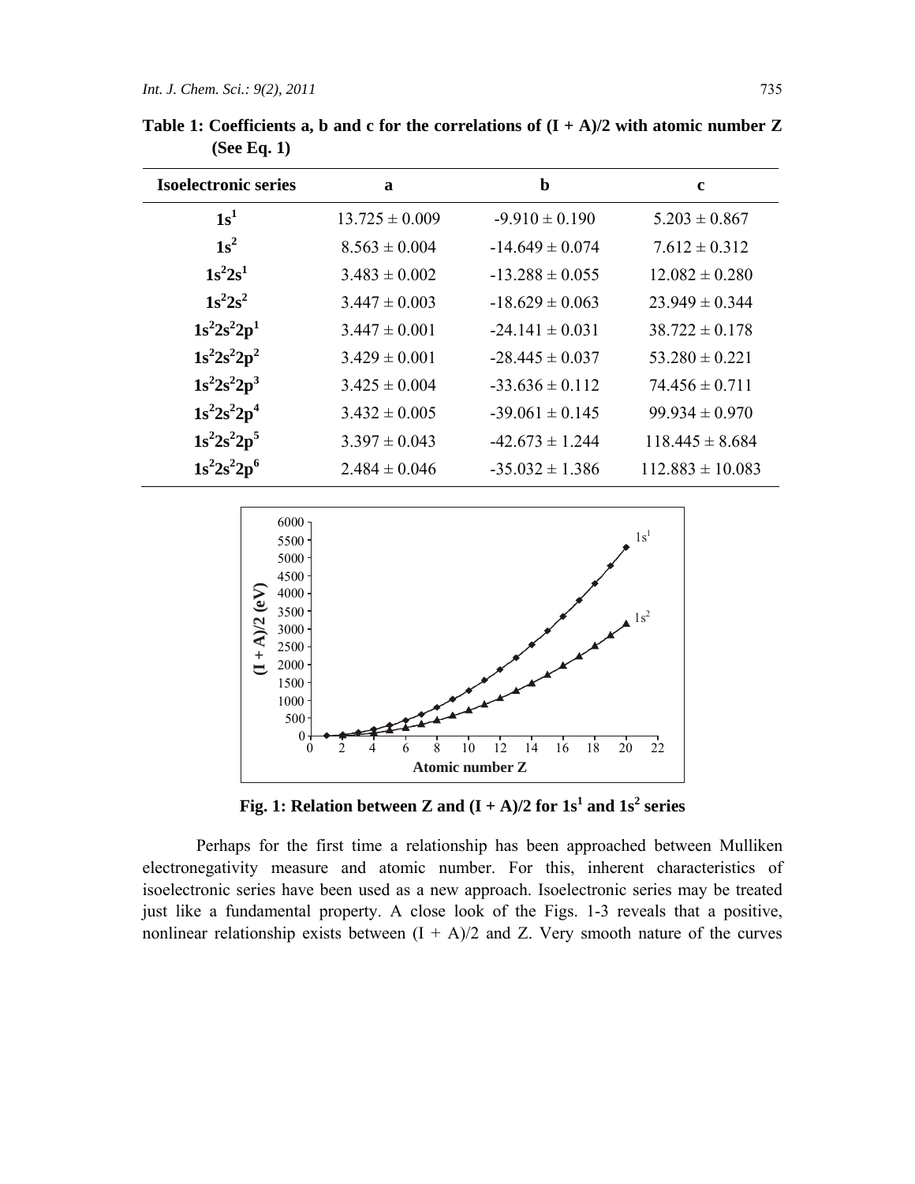**Table 1: Coefficients a, b and c for the correlations of (I + A)/2 with atomic number Z (See Eq. 1)**

| Isoelectronic series | a | b | c |
|---|---|---|---|
| $1s^1$ | 13.725 ± 0.009 | -9.910 ± 0.190 | 5.203 ± 0.867 |
| $1s^2$ | 8.563 ± 0.004 | -14.649 ± 0.074 | 7.612 ± 0.312 |
| $1s^22s^1$ | 3.483 ± 0.002 | -13.288 ± 0.055 | 12.082 ± 0.280 |
| $1s^22s^2$ | 3.447 ± 0.003 | -18.629 ± 0.063 | 23.949 ± 0.344 |
| $1s^22s^22p^1$ | 3.447 ± 0.001 | -24.141 ± 0.031 | 38.722 ± 0.178 |
| $1s^22s^22p^2$ | 3.429 ± 0.001 | -28.445 ± 0.037 | 53.280 ± 0.221 |
| $1s^22s^22p^3$ | 3.425 ± 0.004 | -33.636 ± 0.112 | 74.456 ± 0.711 |
| $1s^22s^22p^4$ | 3.432 ± 0.005 | -39.061 ± 0.145 | 99.934 ± 0.970 |
| $1s^22s^22p^5$ | 3.397 ± 0.043 | -42.673 ± 1.244 | 118.445 ± 8.684 |
| $1s^22s^22p^6$ | 2.484 ± 0.046 | -35.032 ± 1.386 | 112.883 ± 10.083 |

**Fig. 1: Relation between Z and (I + A)/2 for $1s^1$ and $1s^2$ series**

Perhaps for the first time a relationship has been approached between Mulliken electronegativity measure and atomic number. For this, inherent characteristics of isoelectronic series have been used as a new approach. Isoelectronic series may be treated just like a fundamental property. A close look of the Figs. 1-3 reveals that a positive, nonlinear relationship exists between (I + A)/2 and Z. Very smooth nature of the curves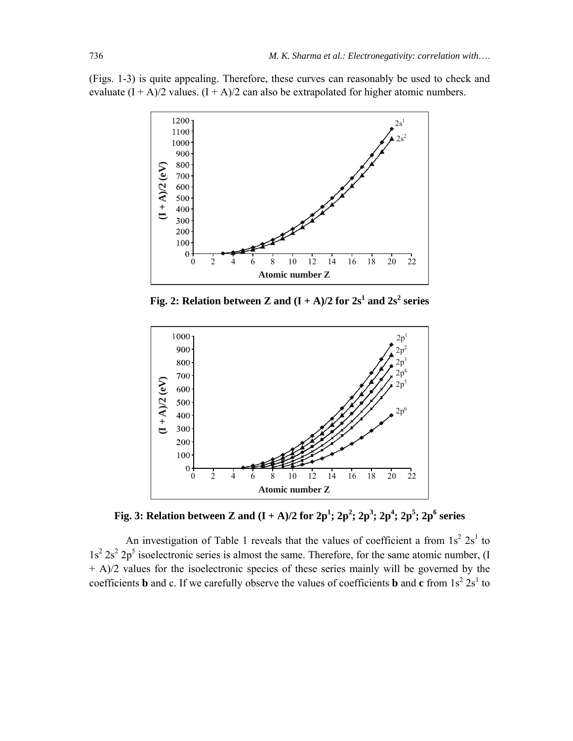(Figs. 1-3) is quite appealing. Therefore, these curves can reasonably be used to check and evaluate (I + A)/2 values. (I + A)/2 can also be extrapolated for higher atomic numbers.

**Fig. 2: Relation between Z and (I + A)/2 for $2s^1$ and $2s^2$ series**

**Fig. 3: Relation between Z and (I + A)/2 for $2p^1$; $2p^2$; $2p^3$; $2p^4$; $2p^5$; $2p^6$ series**

An investigation of Table 1 reveals that the values of coefficient a from $1s^2\,2s^1$ to $1s^2\,2s^2\,2p^5$ isoelectronic series is almost the same. Therefore, for the same atomic number, (I + A)/2 values for the isoelectronic species of these series mainly will be governed by the coefficients **b** and c. If we carefully observe the values of coefficients **b** and **c** from $1s^2\,2s^1$ to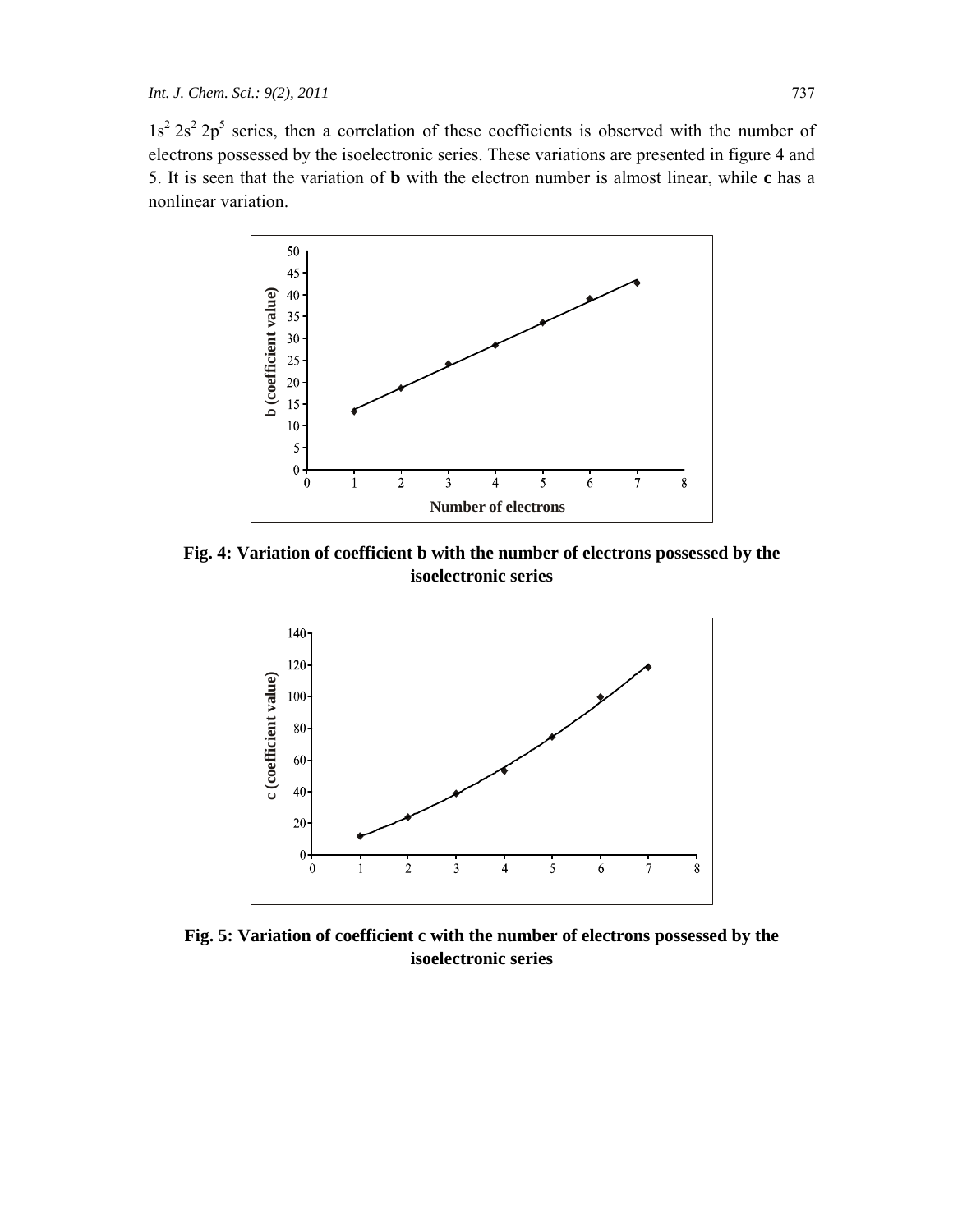$1s^2\,2s^2\,2p^5$ series, then a correlation of these coefficients is observed with the number of electrons possessed by the isoelectronic series. These variations are presented in figure 4 and 5. It is seen that the variation of **b** with the electron number is almost linear, while **c** has a nonlinear variation.

**Fig. 4: Variation of coefficient b with the number of electrons possessed by the isoelectronic series**

**Fig. 5: Variation of coefficient c with the number of electrons possessed by the isoelectronic series**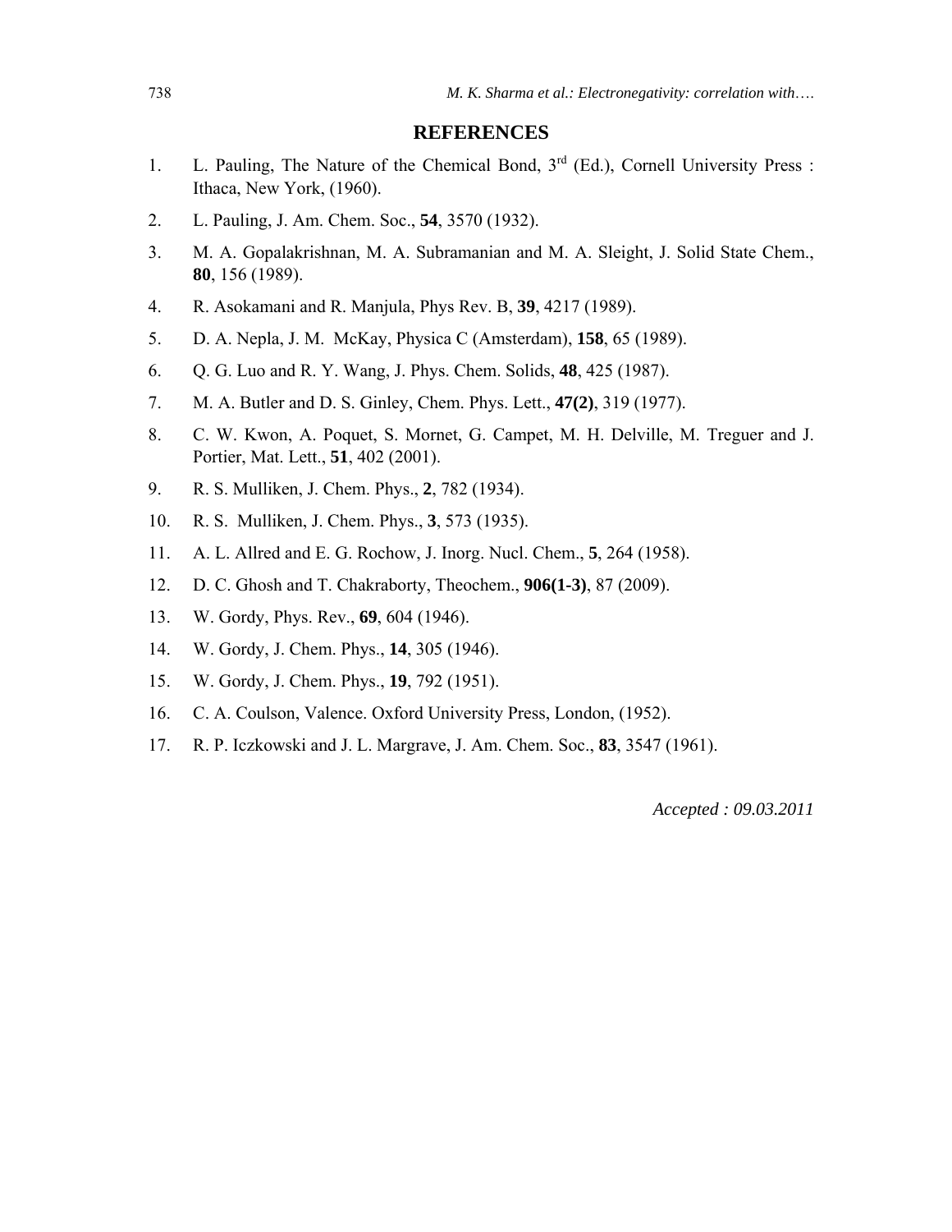## REFERENCES

1. L. Pauling, The Nature of the Chemical Bond, 3rd (Ed.), Cornell University Press : Ithaca, New York, (1960).
2. L. Pauling, J. Am. Chem. Soc., **54**, 3570 (1932).
3. M. A. Gopalakrishnan, M. A. Subramanian and M. A. Sleight, J. Solid State Chem., **80**, 156 (1989).
4. R. Asokamani and R. Manjula, Phys Rev. B, **39**, 4217 (1989).
5. D. A. Nepla, J. M. McKay, Physica C (Amsterdam), **158**, 65 (1989).
6. Q. G. Luo and R. Y. Wang, J. Phys. Chem. Solids, **48**, 425 (1987).
7. M. A. Butler and D. S. Ginley, Chem. Phys. Lett., **47(2)**, 319 (1977).
8. C. W. Kwon, A. Poquet, S. Mornet, G. Campet, M. H. Delville, M. Treguer and J. Portier, Mat. Lett., **51**, 402 (2001).
9. R. S. Mulliken, J. Chem. Phys., **2**, 782 (1934).
10. R. S. Mulliken, J. Chem. Phys., **3**, 573 (1935).
11. A. L. Allred and E. G. Rochow, J. Inorg. Nucl. Chem., **5**, 264 (1958).
12. D. C. Ghosh and T. Chakraborty, Theochem., **906(1-3)**, 87 (2009).
13. W. Gordy, Phys. Rev., **69**, 604 (1946).
14. W. Gordy, J. Chem. Phys., **14**, 305 (1946).
15. W. Gordy, J. Chem. Phys., **19**, 792 (1951).
16. C. A. Coulson, Valence. Oxford University Press, London, (1952).
17. R. P. Iczkowski and J. L. Margrave, J. Am. Chem. Soc., **83**, 3547 (1961).

*Accepted : 09.03.2011*